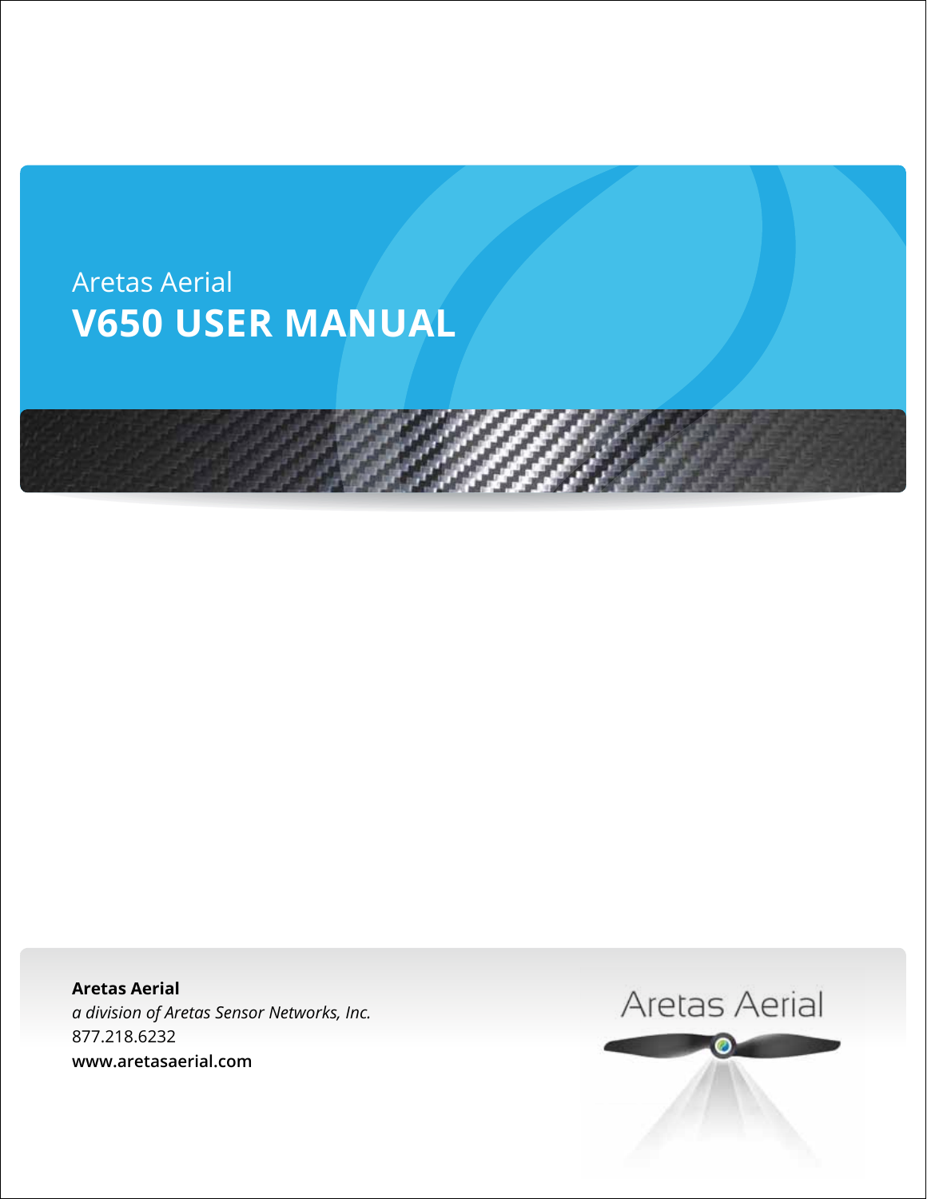Aretas Aerial

# V650 USER MANUAL

**Aretas Aerial**
*a division of Aretas Sensor Networks, Inc.*
877.218.6232
**www.aretasaerial.com**

Aretas Aerial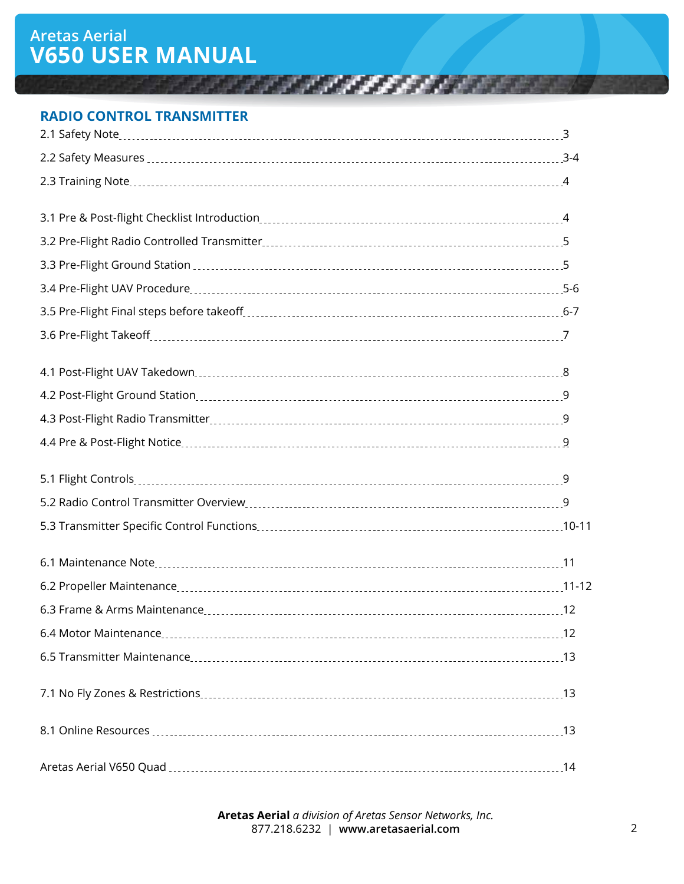## RADIO CONTROL TRANSMITTER

| Section | Page |
| --- | --- |
| 2.1 Safety Note | 3 |
| 2.2 Safety Measures | 3-4 |
| 2.3 Training Note | 4 |
| 3.1 Pre & Post-flight Checklist Introduction | 4 |
| 3.2 Pre-Flight Radio Controlled Transmitter | 5 |
| 3.3 Pre-Flight Ground Station | 5 |
| 3.4 Pre-Flight UAV Procedure | 5-6 |
| 3.5 Pre-Flight Final steps before takeoff | 6-7 |
| 3.6 Pre-Flight Takeoff | 7 |
| 4.1 Post-Flight UAV Takedown | 8 |
| 4.2 Post-Flight Ground Station | 9 |
| 4.3 Post-Flight Radio Transmitter | 9 |
| 4.4 Pre & Post-Flight Notice | 9 |
| 5.1 Flight Controls | 9 |
| 5.2 Radio Control Transmitter Overview | 9 |
| 5.3 Transmitter Specific Control Functions | 10-11 |
| 6.1 Maintenance Note | 11 |
| 6.2 Propeller Maintenance | 11-12 |
| 6.3 Frame & Arms Maintenance | 12 |
| 6.4 Motor Maintenance | 12 |
| 6.5 Transmitter Maintenance | 13 |
| 7.1 No Fly Zones & Restrictions | 13 |
| 8.1 Online Resources | 13 |
| Aretas Aerial V650 Quad | 14 |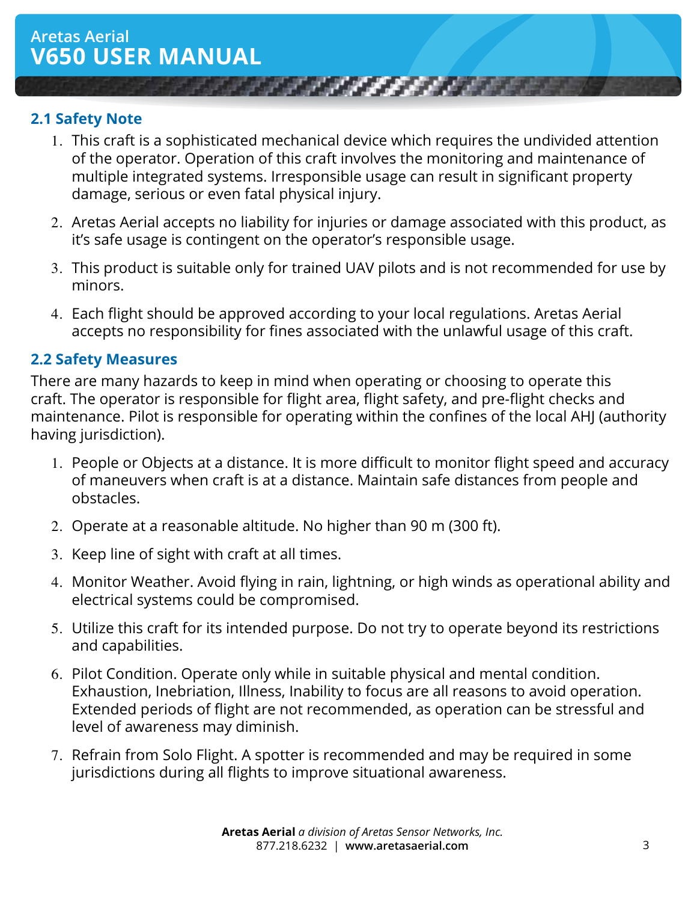## 2.1 Safety Note

1. This craft is a sophisticated mechanical device which requires the undivided attention of the operator. Operation of this craft involves the monitoring and maintenance of multiple integrated systems. Irresponsible usage can result in significant property damage, serious or even fatal physical injury.
2. Aretas Aerial accepts no liability for injuries or damage associated with this product, as it's safe usage is contingent on the operator's responsible usage.
3. This product is suitable only for trained UAV pilots and is not recommended for use by minors.
4. Each flight should be approved according to your local regulations. Aretas Aerial accepts no responsibility for fines associated with the unlawful usage of this craft.

## 2.2 Safety Measures

There are many hazards to keep in mind when operating or choosing to operate this craft. The operator is responsible for flight area, flight safety, and pre-flight checks and maintenance. Pilot is responsible for operating within the confines of the local AHJ (authority having jurisdiction).

1. People or Objects at a distance. It is more difficult to monitor flight speed and accuracy of maneuvers when craft is at a distance. Maintain safe distances from people and obstacles.
2. Operate at a reasonable altitude. No higher than 90 m (300 ft).
3. Keep line of sight with craft at all times.
4. Monitor Weather. Avoid flying in rain, lightning, or high winds as operational ability and electrical systems could be compromised.
5. Utilize this craft for its intended purpose. Do not try to operate beyond its restrictions and capabilities.
6. Pilot Condition. Operate only while in suitable physical and mental condition. Exhaustion, Inebriation, Illness, Inability to focus are all reasons to avoid operation. Extended periods of flight are not recommended, as operation can be stressful and level of awareness may diminish.
7. Refrain from Solo Flight. A spotter is recommended and may be required in some jurisdictions during all flights to improve situational awareness.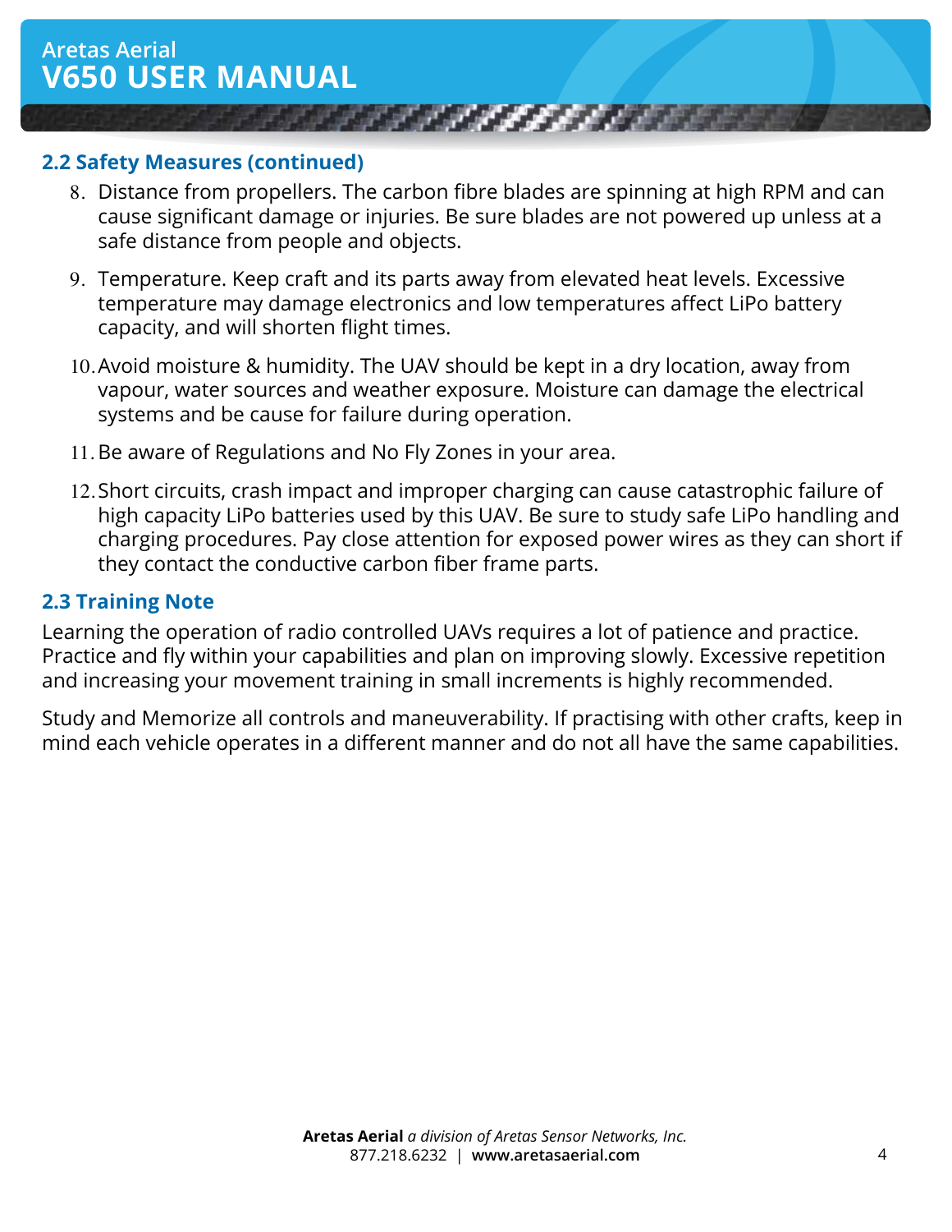## 2.2 Safety Measures (continued)

8. Distance from propellers. The carbon fibre blades are spinning at high RPM and can cause significant damage or injuries. Be sure blades are not powered up unless at a safe distance from people and objects.
9. Temperature. Keep craft and its parts away from elevated heat levels. Excessive temperature may damage electronics and low temperatures affect LiPo battery capacity, and will shorten flight times.
10. Avoid moisture & humidity. The UAV should be kept in a dry location, away from vapour, water sources and weather exposure. Moisture can damage the electrical systems and be cause for failure during operation.
11. Be aware of Regulations and No Fly Zones in your area.
12. Short circuits, crash impact and improper charging can cause catastrophic failure of high capacity LiPo batteries used by this UAV. Be sure to study safe LiPo handling and charging procedures. Pay close attention for exposed power wires as they can short if they contact the conductive carbon fiber frame parts.

## 2.3 Training Note

Learning the operation of radio controlled UAVs requires a lot of patience and practice. Practice and fly within your capabilities and plan on improving slowly. Excessive repetition and increasing your movement training in small increments is highly recommended.

Study and Memorize all controls and maneuverability. If practising with other crafts, keep in mind each vehicle operates in a different manner and do not all have the same capabilities.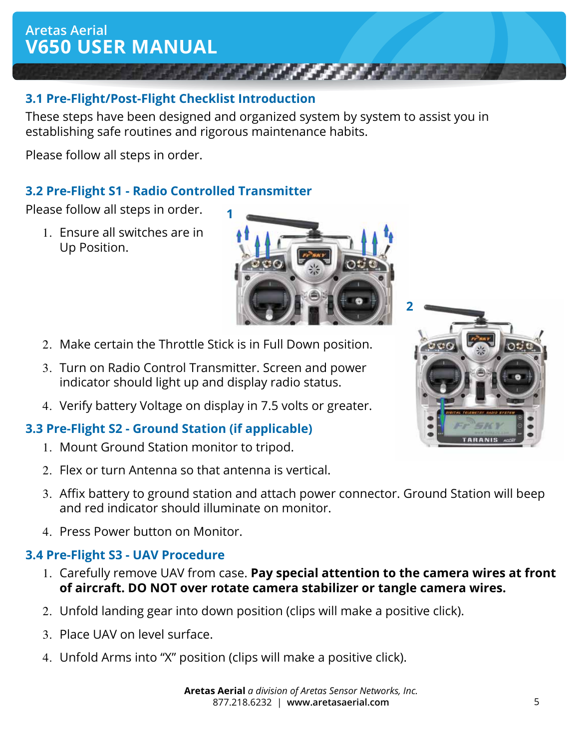## 3.1 Pre-Flight/Post-Flight Checklist Introduction

These steps have been designed and organized system by system to assist you in establishing safe routines and rigorous maintenance habits.

Please follow all steps in order.

## 3.2 Pre-Flight S1 - Radio Controlled Transmitter

Please follow all steps in order.

1. Ensure all switches are in Up Position.
2. Make certain the Throttle Stick is in Full Down position.
3. Turn on Radio Control Transmitter. Screen and power indicator should light up and display radio status.
4. Verify battery Voltage on display in 7.5 volts or greater.

## 3.3 Pre-Flight S2 - Ground Station (if applicable)

1. Mount Ground Station monitor to tripod.
2. Flex or turn Antenna so that antenna is vertical.
3. Affix battery to ground station and attach power connector. Ground Station will beep and red indicator should illuminate on monitor.
4. Press Power button on Monitor.

## 3.4 Pre-Flight S3 - UAV Procedure

1. Carefully remove UAV from case. **Pay special attention to the camera wires at front of aircraft. DO NOT over rotate camera stabilizer or tangle camera wires.**
2. Unfold landing gear into down position (clips will make a positive click).
3. Place UAV on level surface.
4. Unfold Arms into "X" position (clips will make a positive click).

**Aretas Aerial** *a division of Aretas Sensor Networks, Inc.*
877.218.6232 | **www.aretasaerial.com**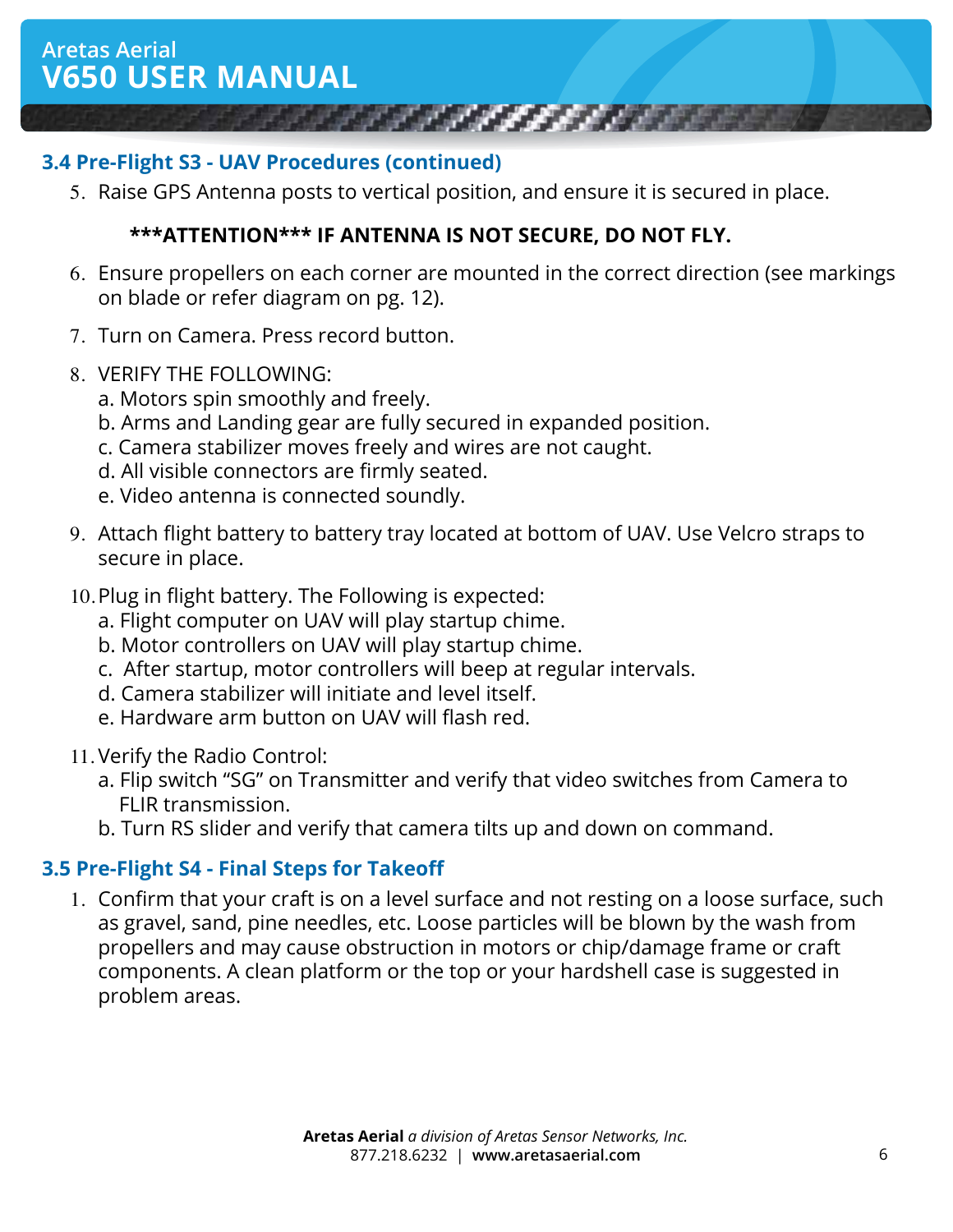## 3.4 Pre-Flight S3 - UAV Procedures (continued)

5. Raise GPS Antenna posts to vertical position, and ensure it is secured in place.

   **\*\*\*ATTENTION\*\*\* IF ANTENNA IS NOT SECURE, DO NOT FLY.**

6. Ensure propellers on each corner are mounted in the correct direction (see markings on blade or refer diagram on pg. 12).
7. Turn on Camera. Press record button.
8. VERIFY THE FOLLOWING:
   a. Motors spin smoothly and freely.
   b. Arms and Landing gear are fully secured in expanded position.
   c. Camera stabilizer moves freely and wires are not caught.
   d. All visible connectors are firmly seated.
   e. Video antenna is connected soundly.
9. Attach flight battery to battery tray located at bottom of UAV. Use Velcro straps to secure in place.
10. Plug in flight battery. The Following is expected:
    a. Flight computer on UAV will play startup chime.
    b. Motor controllers on UAV will play startup chime.
    c. After startup, motor controllers will beep at regular intervals.
    d. Camera stabilizer will initiate and level itself.
    e. Hardware arm button on UAV will flash red.
11. Verify the Radio Control:
    a. Flip switch "SG" on Transmitter and verify that video switches from Camera to FLIR transmission.
    b. Turn RS slider and verify that camera tilts up and down on command.

## 3.5 Pre-Flight S4 - Final Steps for Takeoff

1. Confirm that your craft is on a level surface and not resting on a loose surface, such as gravel, sand, pine needles, etc. Loose particles will be blown by the wash from propellers and may cause obstruction in motors or chip/damage frame or craft components. A clean platform or the top or your hardshell case is suggested in problem areas.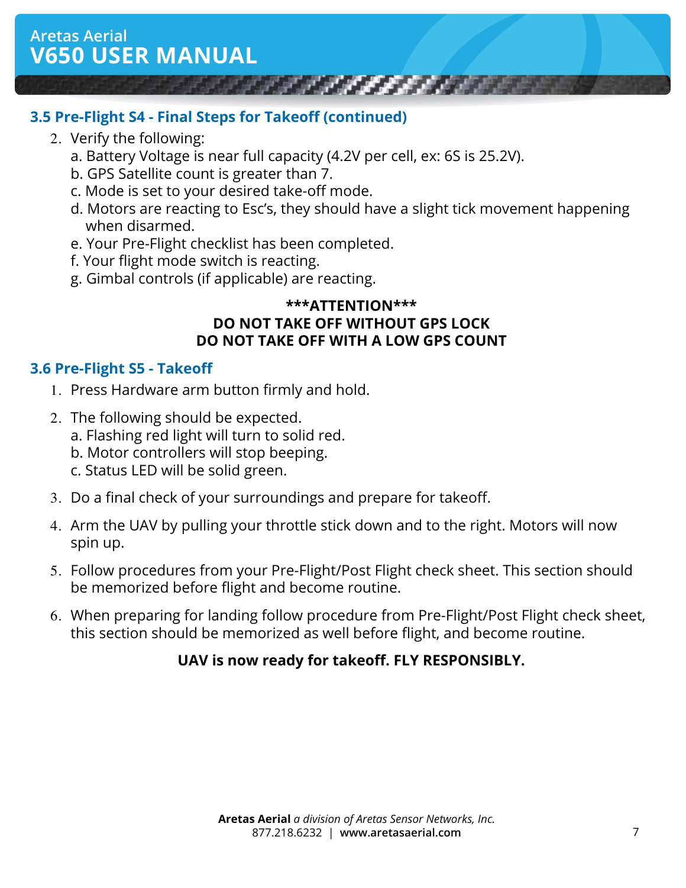### 3.5 Pre-Flight S4 - Final Steps for Takeoff (continued)

2. Verify the following:
   a. Battery Voltage is near full capacity (4.2V per cell, ex: 6S is 25.2V).
   b. GPS Satellite count is greater than 7.
   c. Mode is set to your desired take-off mode.
   d. Motors are reacting to Esc's, they should have a slight tick movement happening when disarmed.
   e. Your Pre-Flight checklist has been completed.
   f. Your flight mode switch is reacting.
   g. Gimbal controls (if applicable) are reacting.

**\*\*\*ATTENTION\*\*\***
**DO NOT TAKE OFF WITHOUT GPS LOCK**
**DO NOT TAKE OFF WITH A LOW GPS COUNT**

### 3.6 Pre-Flight S5 - Takeoff

1. Press Hardware arm button firmly and hold.

2. The following should be expected.
   a. Flashing red light will turn to solid red.
   b. Motor controllers will stop beeping.
   c. Status LED will be solid green.

3. Do a final check of your surroundings and prepare for takeoff.

4. Arm the UAV by pulling your throttle stick down and to the right. Motors will now spin up.

5. Follow procedures from your Pre-Flight/Post Flight check sheet. This section should be memorized before flight and become routine.

6. When preparing for landing follow procedure from Pre-Flight/Post Flight check sheet, this section should be memorized as well before flight, and become routine.

**UAV is now ready for takeoff. FLY RESPONSIBLY.**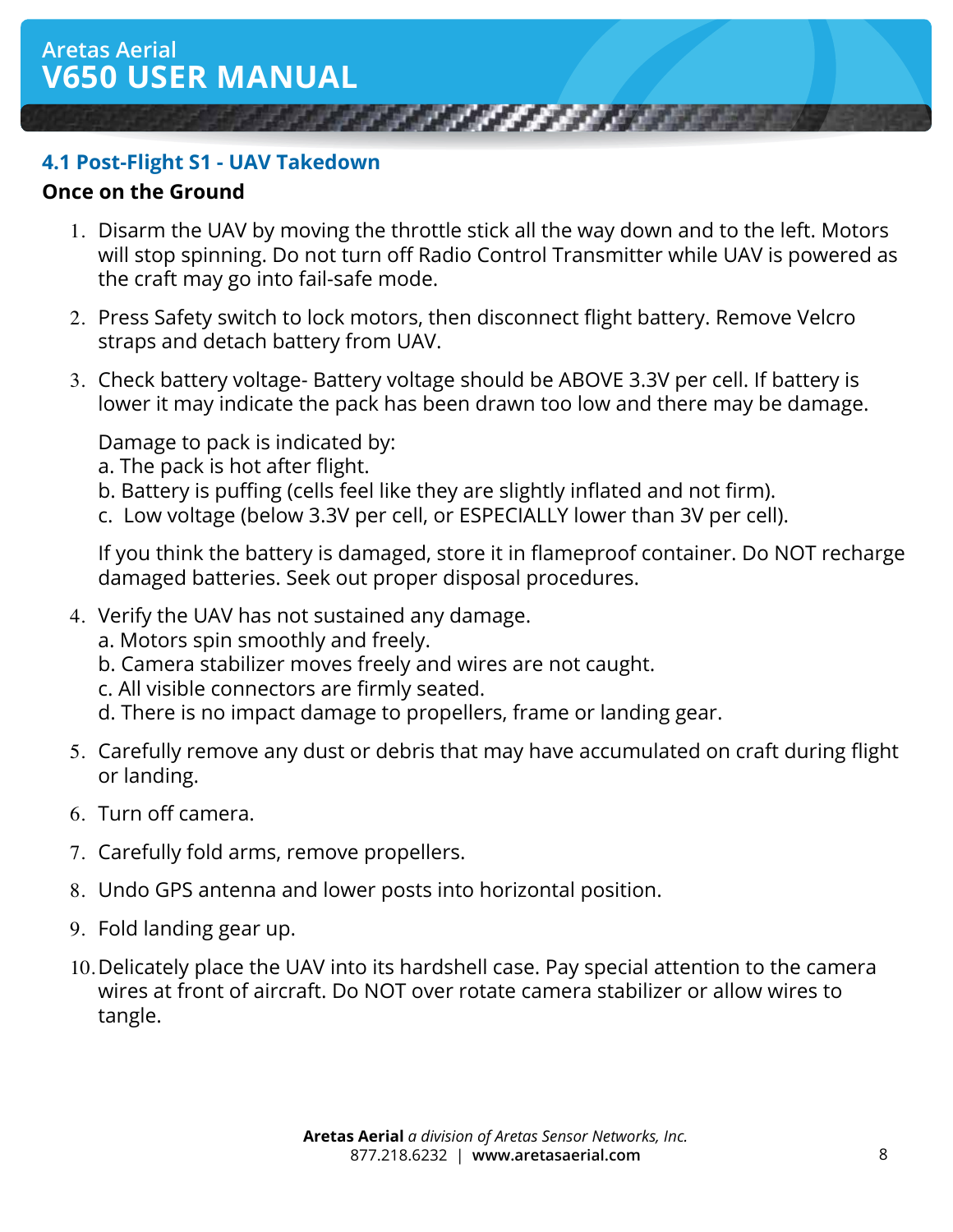## 4.1 Post-Flight S1 - UAV Takedown

**Once on the Ground**

1. Disarm the UAV by moving the throttle stick all the way down and to the left. Motors will stop spinning. Do not turn off Radio Control Transmitter while UAV is powered as the craft may go into fail-safe mode.

2. Press Safety switch to lock motors, then disconnect flight battery. Remove Velcro straps and detach battery from UAV.

3. Check battery voltage- Battery voltage should be ABOVE 3.3V per cell. If battery is lower it may indicate the pack has been drawn too low and there may be damage.

   Damage to pack is indicated by:
   a. The pack is hot after flight.
   b. Battery is puffing (cells feel like they are slightly inflated and not firm).
   c. Low voltage (below 3.3V per cell, or ESPECIALLY lower than 3V per cell).

   If you think the battery is damaged, store it in flameproof container. Do NOT recharge damaged batteries. Seek out proper disposal procedures.

4. Verify the UAV has not sustained any damage.
   a. Motors spin smoothly and freely.
   b. Camera stabilizer moves freely and wires are not caught.
   c. All visible connectors are firmly seated.
   d. There is no impact damage to propellers, frame or landing gear.

5. Carefully remove any dust or debris that may have accumulated on craft during flight or landing.

6. Turn off camera.

7. Carefully fold arms, remove propellers.

8. Undo GPS antenna and lower posts into horizontal position.

9. Fold landing gear up.

10. Delicately place the UAV into its hardshell case. Pay special attention to the camera wires at front of aircraft. Do NOT over rotate camera stabilizer or allow wires to tangle.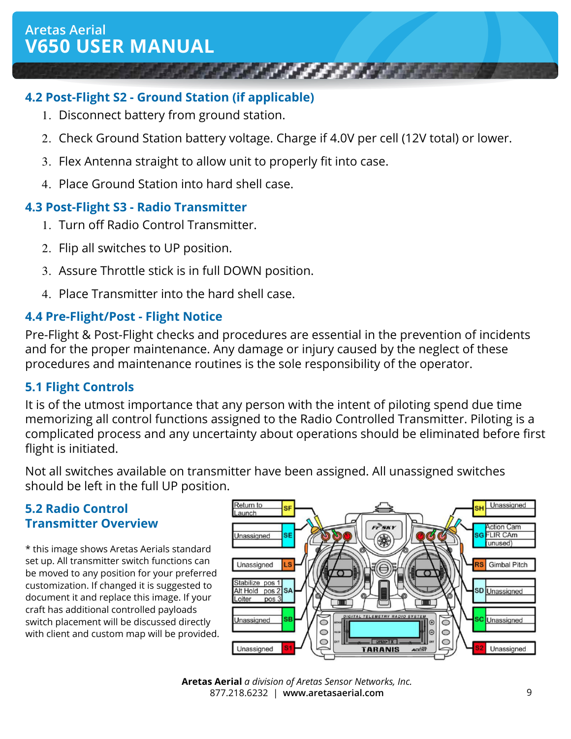## 4.2 Post-Flight S2 - Ground Station (if applicable)

1. Disconnect battery from ground station.
2. Check Ground Station battery voltage. Charge if 4.0V per cell (12V total) or lower.
3. Flex Antenna straight to allow unit to properly fit into case.
4. Place Ground Station into hard shell case.

## 4.3 Post-Flight S3 - Radio Transmitter

1. Turn off Radio Control Transmitter.
2. Flip all switches to UP position.
3. Assure Throttle stick is in full DOWN position.
4. Place Transmitter into the hard shell case.

## 4.4 Pre-Flight/Post - Flight Notice

Pre-Flight & Post-Flight checks and procedures are essential in the prevention of incidents and for the proper maintenance. Any damage or injury caused by the neglect of these procedures and maintenance routines is the sole responsibility of the operator.

## 5.1 Flight Controls

It is of the utmost importance that any person with the intent of piloting spend due time memorizing all control functions assigned to the Radio Controlled Transmitter. Piloting is a complicated process and any uncertainty about operations should be eliminated before first flight is initiated.

Not all switches available on transmitter have been assigned. All unassigned switches should be left in the full UP position.

## 5.2 Radio Control Transmitter Overview

* this image shows Aretas Aerials standard set up. All transmitter switch functions can be moved to any position for your preferred customization. If changed it is suggested to document it and replace this image. If your craft has additional controlled payloads switch placement will be discussed directly with client and custom map will be provided.

| Switch | Function |
| --- | --- |
| SF | Return to Launch |
| SE | Unassigned |
| LS | Unassigned |
| SA | Stabilize pos 1 / Alt Hold pos 2 / Loiter pos 3 |
| SB | Unassigned |
| S1 | Unassigned |
| SH | Unassigned |
| SG | Action Cam / FLIR CAm / (unused) |
| RS | Gimbal Pitch |
| SD | Unassigned |
| SC | Unassigned |
| S2 | Unassigned |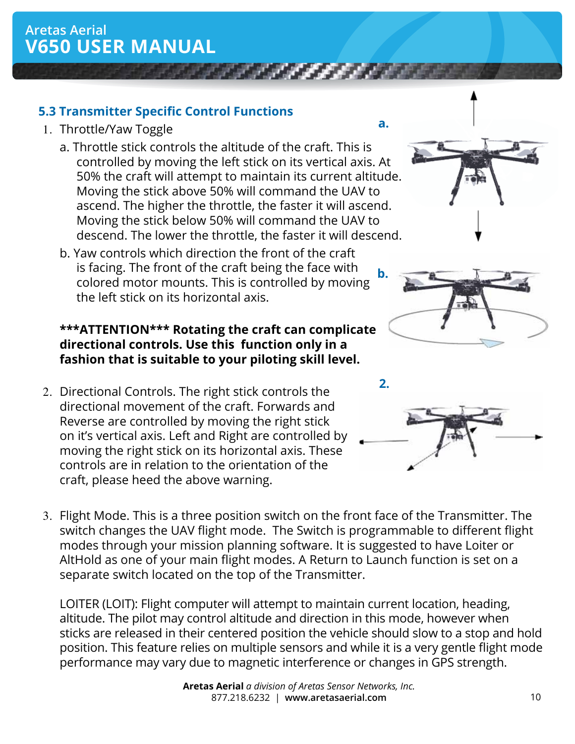## 5.3 Transmitter Specific Control Functions

1. Throttle/Yaw Toggle
   a. Throttle stick controls the altitude of the craft. This is controlled by moving the left stick on its vertical axis. At 50% the craft will attempt to maintain its current altitude. Moving the stick above 50% will command the UAV to ascend. The higher the throttle, the faster it will ascend. Moving the stick below 50% will command the UAV to descend. The lower the throttle, the faster it will descend.

   b. Yaw controls which direction the front of the craft is facing. The front of the craft being the face with colored motor mounts. This is controlled by moving the left stick on its horizontal axis.

   **\*\*\*ATTENTION\*\*\* Rotating the craft can complicate directional controls. Use this function only in a fashion that is suitable to your piloting skill level.**

2. Directional Controls. The right stick controls the directional movement of the craft. Forwards and Reverse are controlled by moving the right stick on it's vertical axis. Left and Right are controlled by moving the right stick on its horizontal axis. These controls are in relation to the orientation of the craft, please heed the above warning.

3. Flight Mode. This is a three position switch on the front face of the Transmitter. The switch changes the UAV flight mode. The Switch is programmable to different flight modes through your mission planning software. It is suggested to have Loiter or AltHold as one of your main flight modes. A Return to Launch function is set on a separate switch located on the top of the Transmitter.

   LOITER (LOIT): Flight computer will attempt to maintain current location, heading, altitude. The pilot may control altitude and direction in this mode, however when sticks are released in their centered position the vehicle should slow to a stop and hold position. This feature relies on multiple sensors and while it is a very gentle flight mode performance may vary due to magnetic interference or changes in GPS strength.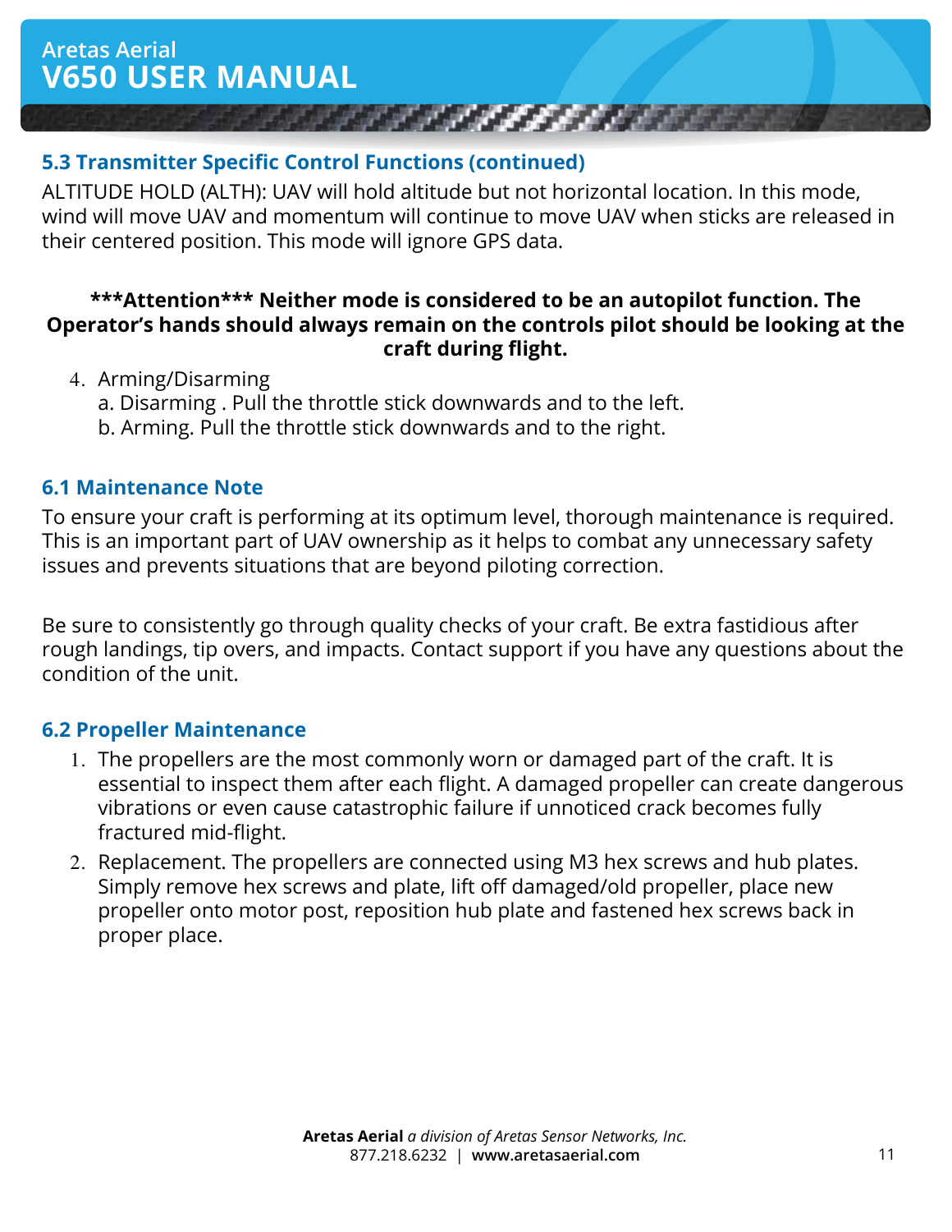## 5.3 Transmitter Specific Control Functions (continued)

ALTITUDE HOLD (ALTH): UAV will hold altitude but not horizontal location. In this mode, wind will move UAV and momentum will continue to move UAV when sticks are released in their centered position. This mode will ignore GPS data.

**\*\*\*Attention\*\*\* Neither mode is considered to be an autopilot function. The Operator's hands should always remain on the controls pilot should be looking at the craft during flight.**

4. Arming/Disarming
   a. Disarming . Pull the throttle stick downwards and to the left.
   b. Arming. Pull the throttle stick downwards and to the right.

## 6.1 Maintenance Note

To ensure your craft is performing at its optimum level, thorough maintenance is required. This is an important part of UAV ownership as it helps to combat any unnecessary safety issues and prevents situations that are beyond piloting correction.

Be sure to consistently go through quality checks of your craft. Be extra fastidious after rough landings, tip overs, and impacts. Contact support if you have any questions about the condition of the unit.

## 6.2 Propeller Maintenance

1. The propellers are the most commonly worn or damaged part of the craft. It is essential to inspect them after each flight. A damaged propeller can create dangerous vibrations or even cause catastrophic failure if unnoticed crack becomes fully fractured mid-flight.
2. Replacement. The propellers are connected using M3 hex screws and hub plates. Simply remove hex screws and plate, lift off damaged/old propeller, place new propeller onto motor post, reposition hub plate and fastened hex screws back in proper place.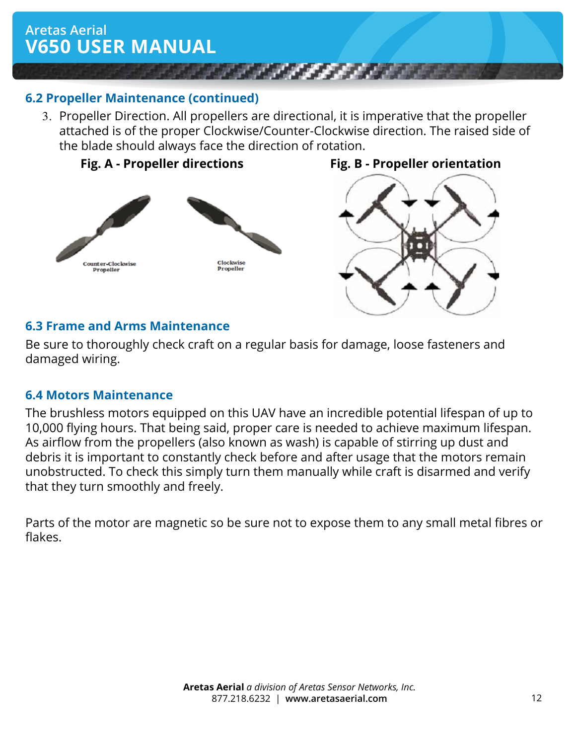## 6.2 Propeller Maintenance (continued)

3. Propeller Direction. All propellers are directional, it is imperative that the propeller attached is of the proper Clockwise/Counter-Clockwise direction. The raised side of the blade should always face the direction of rotation.

**Fig. A - Propeller directions**

Counter-Clockwise Propeller

Clockwise Propeller

**Fig. B - Propeller orientation**

## 6.3 Frame and Arms Maintenance

Be sure to thoroughly check craft on a regular basis for damage, loose fasteners and damaged wiring.

## 6.4 Motors Maintenance

The brushless motors equipped on this UAV have an incredible potential lifespan of up to 10,000 flying hours. That being said, proper care is needed to achieve maximum lifespan. As airflow from the propellers (also known as wash) is capable of stirring up dust and debris it is important to constantly check before and after usage that the motors remain unobstructed. To check this simply turn them manually while craft is disarmed and verify that they turn smoothly and freely.

Parts of the motor are magnetic so be sure not to expose them to any small metal fibres or flakes.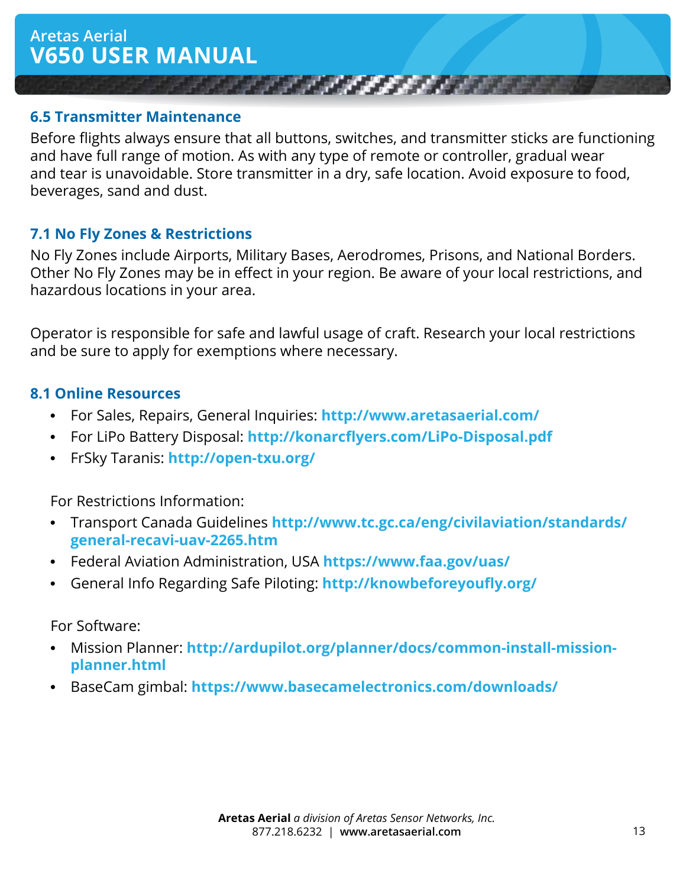## 6.5 Transmitter Maintenance

Before flights always ensure that all buttons, switches, and transmitter sticks are functioning and have full range of motion. As with any type of remote or controller, gradual wear and tear is unavoidable. Store transmitter in a dry, safe location. Avoid exposure to food, beverages, sand and dust.

## 7.1 No Fly Zones & Restrictions

No Fly Zones include Airports, Military Bases, Aerodromes, Prisons, and National Borders. Other No Fly Zones may be in effect in your region. Be aware of your local restrictions, and hazardous locations in your area.

Operator is responsible for safe and lawful usage of craft. Research your local restrictions and be sure to apply for exemptions where necessary.

## 8.1 Online Resources

- For Sales, Repairs, General Inquiries: **http://www.aretasaerial.com/**
- For LiPo Battery Disposal: **http://konarcflyers.com/LiPo-Disposal.pdf**
- FrSky Taranis: **http://open-txu.org/**

For Restrictions Information:

- Transport Canada Guidelines **http://www.tc.gc.ca/eng/civilaviation/standards/general-recavi-uav-2265.htm**
- Federal Aviation Administration, USA **https://www.faa.gov/uas/**
- General Info Regarding Safe Piloting: **http://knowbeforeyoufly.org/**

For Software:

- Mission Planner: **http://ardupilot.org/planner/docs/common-install-mission-planner.html**
- BaseCam gimbal: **https://www.basecamelectronics.com/downloads/**